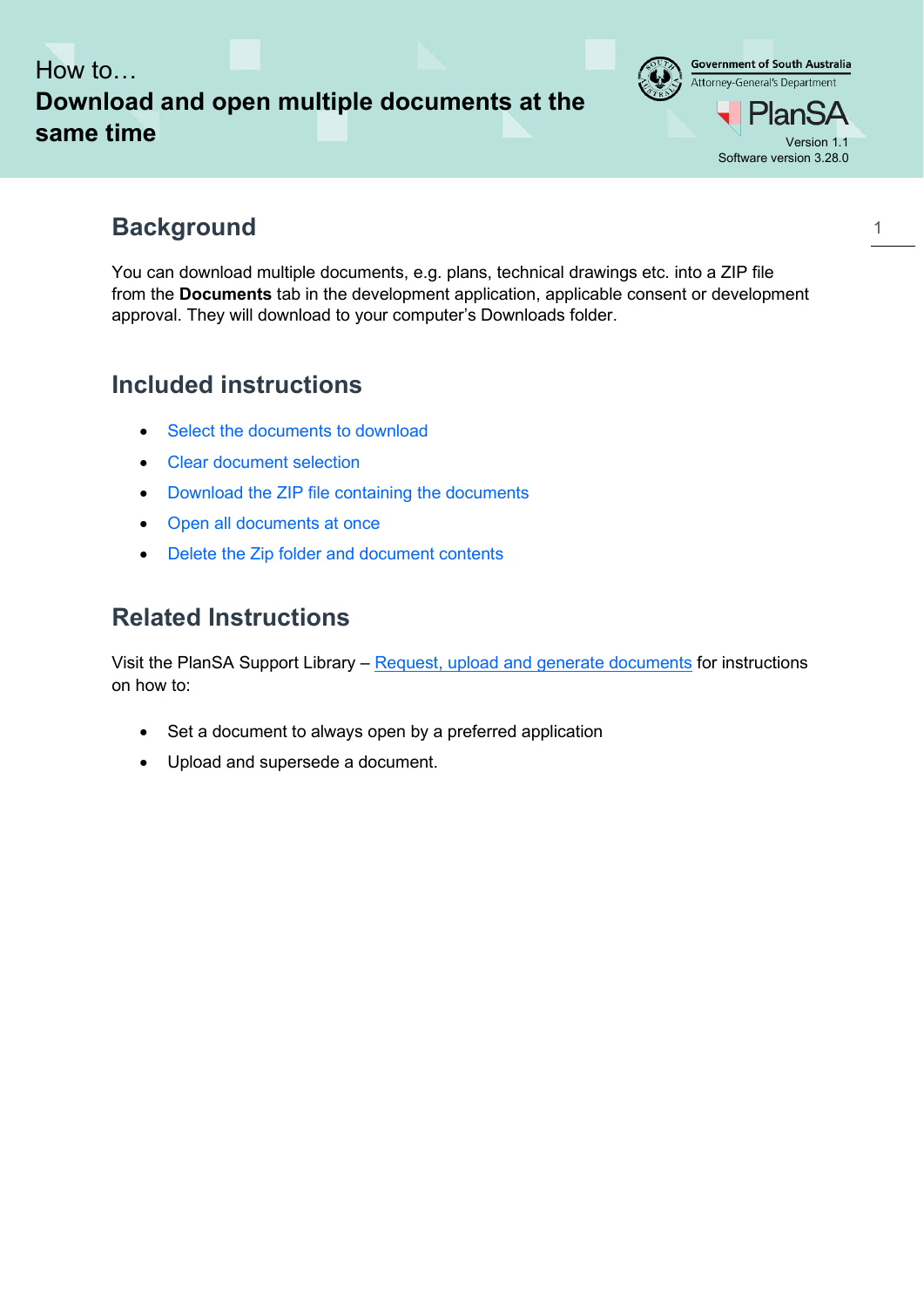How to…

# Download and open multiple documents at the same time

Government of South Australia
Attorney-General's Department

PlanSA

Version 1.1
Software version 3.28.0

## Background

You can download multiple documents, e.g. plans, technical drawings etc. into a ZIP file from the **Documents** tab in the development application, applicable consent or development approval. They will download to your computer's Downloads folder.

## Included instructions

- Select the documents to download
- Clear document selection
- Download the ZIP file containing the documents
- Open all documents at once
- Delete the Zip folder and document contents

## Related Instructions

Visit the PlanSA Support Library – Request, upload and generate documents for instructions on how to:

- Set a document to always open by a preferred application
- Upload and supersede a document.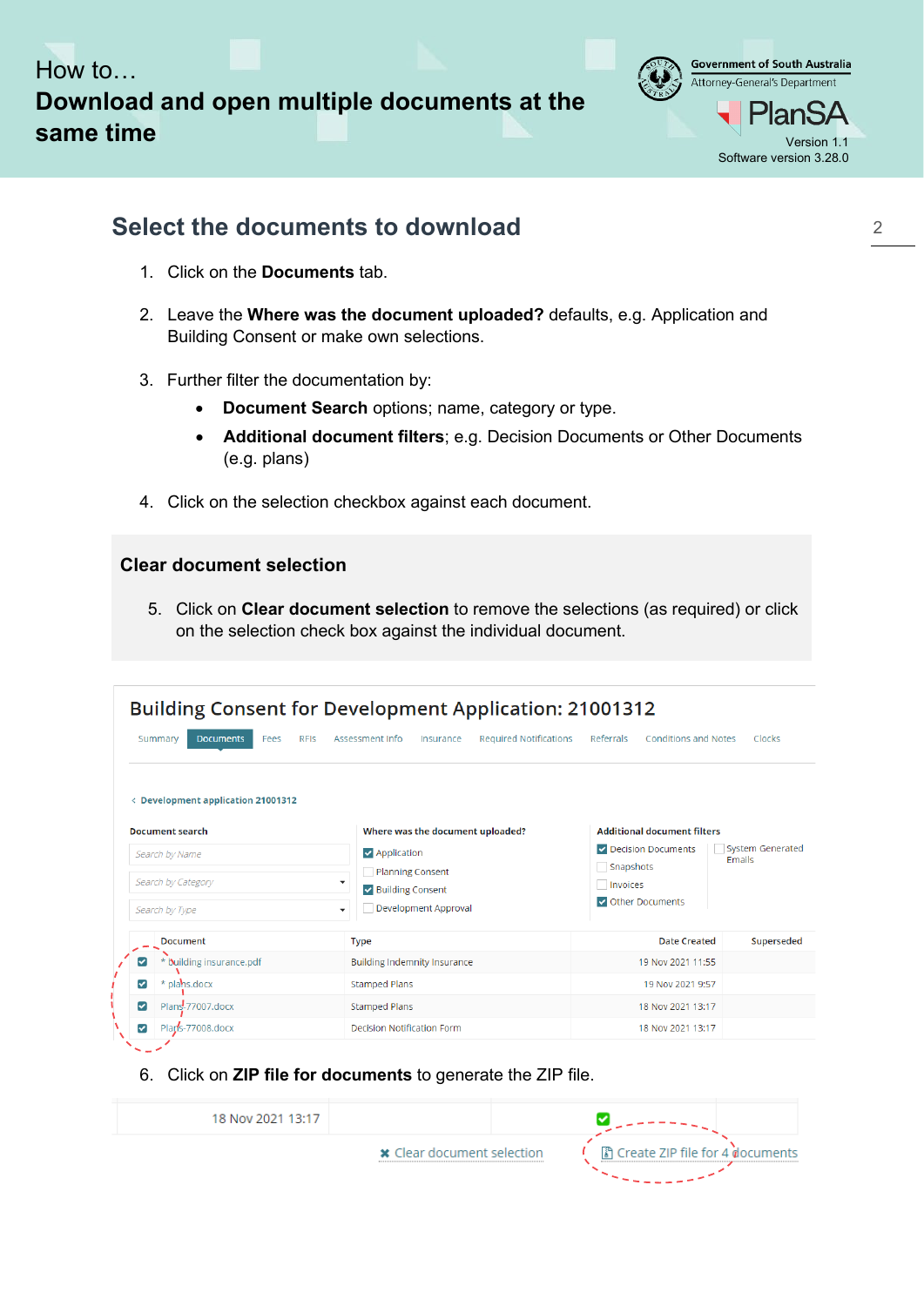How to…

# Download and open multiple documents at the same time

## Select the documents to download

1. Click on the **Documents** tab.

2. Leave the **Where was the document uploaded?** defaults, e.g. Application and Building Consent or make own selections.

3. Further filter the documentation by:
   - **Document Search** options; name, category or type.
   - **Additional document filters**; e.g. Decision Documents or Other Documents (e.g. plans)

4. Click on the selection checkbox against each document.

### Clear document selection

5. Click on **Clear document selection** to remove the selections (as required) or click on the selection check box against the individual document.

6. Click on **ZIP file for documents** to generate the ZIP file.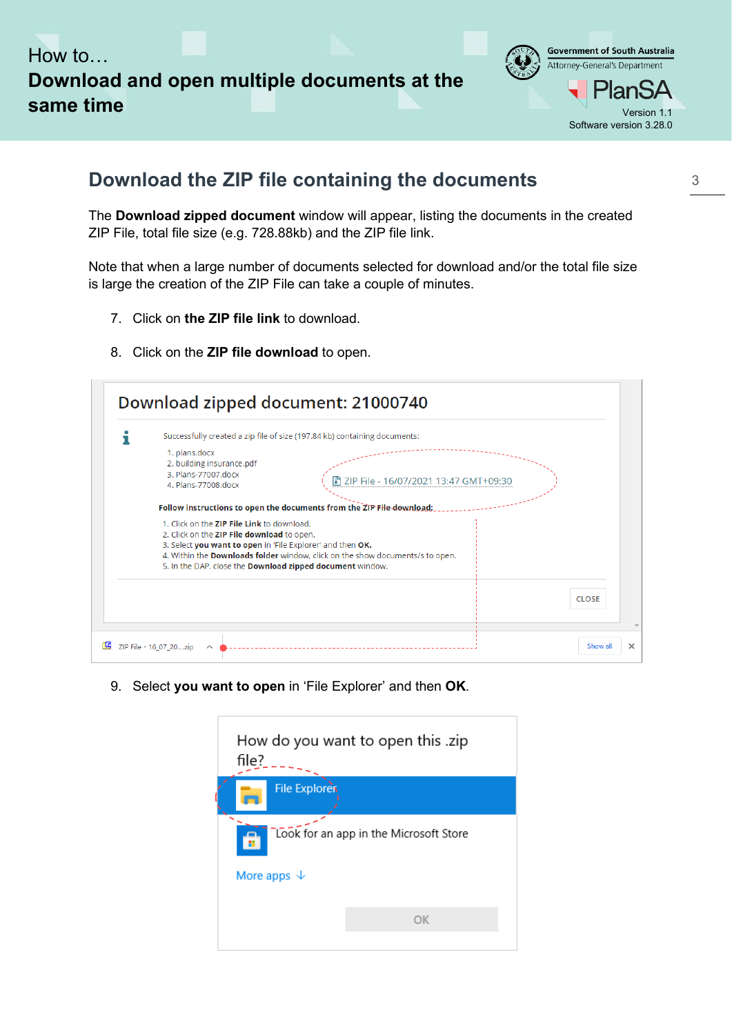## Download the ZIP file containing the documents

The **Download zipped document** window will appear, listing the documents in the created ZIP File, total file size (e.g. 728.88kb) and the ZIP file link.

Note that when a large number of documents selected for download and/or the total file size is large the creation of the ZIP File can take a couple of minutes.

7. Click on **the ZIP file link** to download.

8. Click on the **ZIP file download** to open.

Download zipped document: 21000740

Successfully created a zip file of size (197.84 kb) containing documents:

1. plans.docx
2. building insurance.pdf
3. Plans-77007.docx
4. Plans-77008.docx

ZIP File - 16/07/2021 13:47 GMT+09:30

Follow instructions to open the documents from the ZIP File download:

1. Click on the ZIP File Link to download.
2. Click on the ZIP File download to open.
3. Select you want to open in 'File Explorer' and then OK.
4. Within the Downloads folder window, click on the show documents/s to open.
5. In the DAP, close the Download zipped document window.

CLOSE

ZIP File - 16_07_20....zip

Show all

9. Select **you want to open** in 'File Explorer' and then **OK**.

How do you want to open this .zip file?

File Explorer

Look for an app in the Microsoft Store

More apps ↓

OK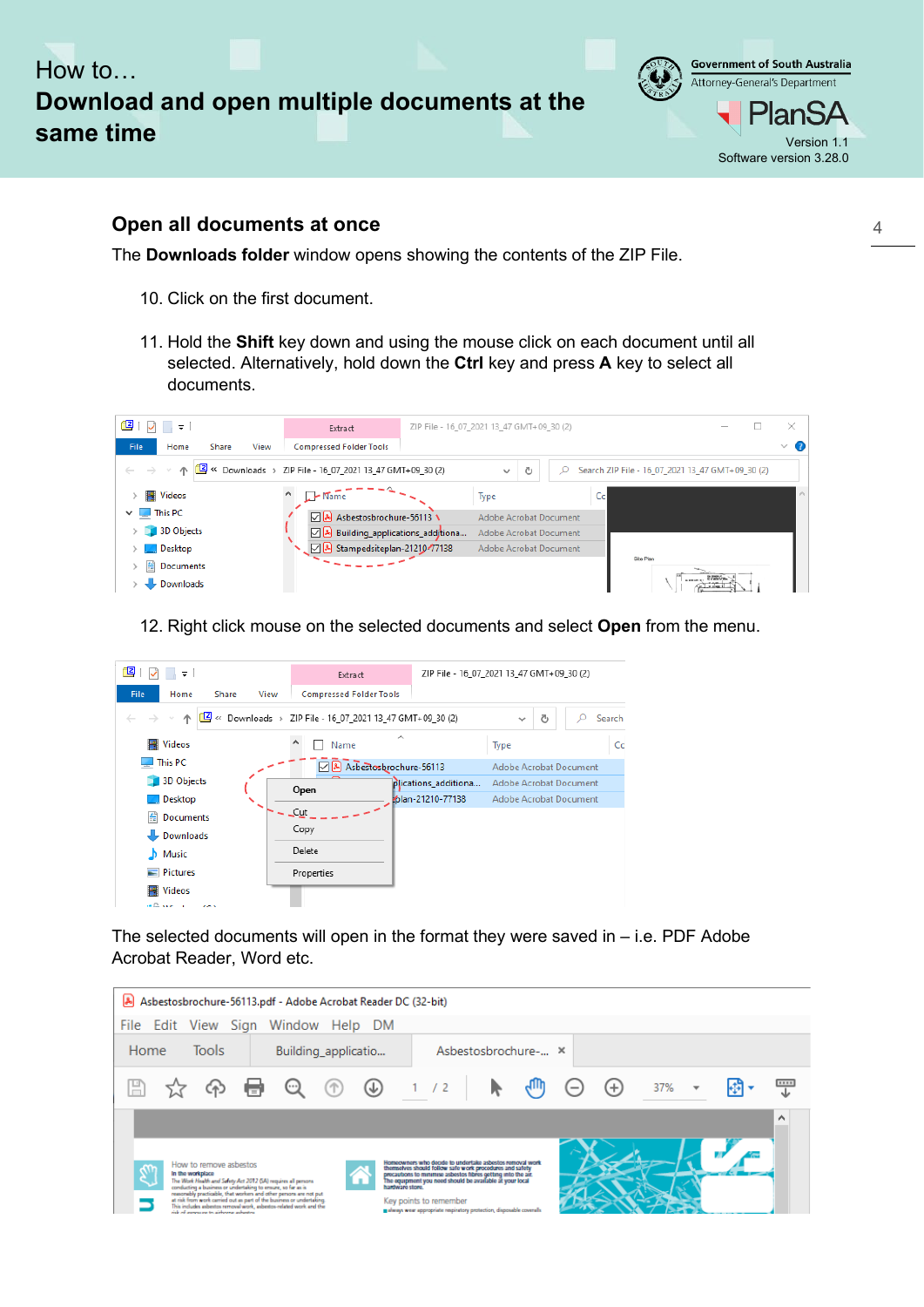## Open all documents at once

The **Downloads folder** window opens showing the contents of the ZIP File.

10. Click on the first document.

11. Hold the **Shift** key down and using the mouse click on each document until all selected. Alternatively, hold down the **Ctrl** key and press **A** key to select all documents.

12. Right click mouse on the selected documents and select **Open** from the menu.

The selected documents will open in the format they were saved in – i.e. PDF Adobe Acrobat Reader, Word etc.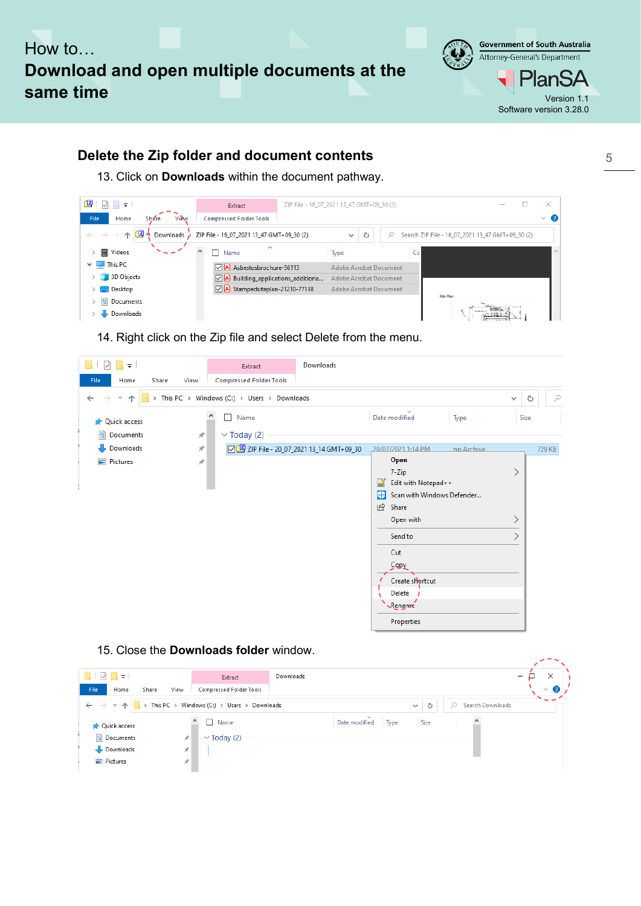## Delete the Zip folder and document contents

13. Click on **Downloads** within the document pathway.

14. Right click on the Zip file and select Delete from the menu.

15. Close the **Downloads folder** window.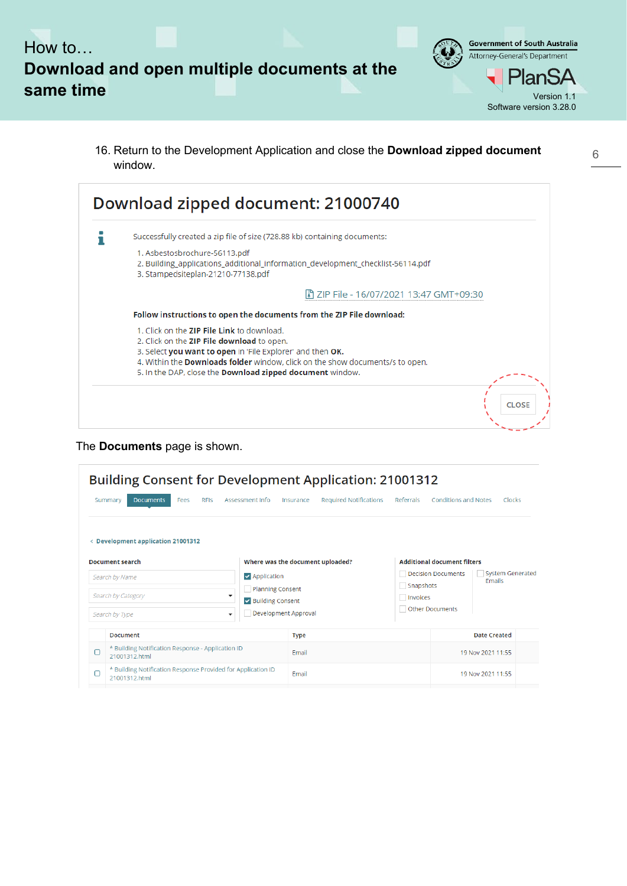16. Return to the Development Application and close the **Download zipped document** window.

## Download zipped document: 21000740

Successfully created a zip file of size (728.88 kb) containing documents:

1. Asbestosbrochure-56113.pdf
2. Building_applications_additional_information_development_checklist-56114.pdf
3. Stampedsiteplan-21210-77138.pdf

ZIP File - 16/07/2021 13:47 GMT+09:30

**Follow instructions to open the documents from the ZIP File download:**

1. Click on the **ZIP File Link** to download.
2. Click on the **ZIP File download** to open.
3. Select **you want to open** in 'File Explorer' and then **OK.**
4. Within the **Downloads folder** window, click on the show documents/s to open.
5. In the DAP, close the **Download zipped document** window.

CLOSE

The **Documents** page is shown.

## Building Consent for Development Application: 21001312

Summary | Documents | Fees | RFIs | Assessment Info | Insurance | Required Notifications | Referrals | Conditions and Notes | Clocks

< Development application 21001312

**Document search**

Search by Name

Search by Category

Search by Type

**Where was the document uploaded?**

- [x] Application
- [ ] Planning Consent
- [x] Building Consent
- [ ] Development Approval

**Additional document filters**

- [ ] Decision Documents
- [ ] Snapshots
- [ ] Invoices
- [ ] Other Documents
- [ ] System Generated Emails

| | Document | Type | Date Created |
|---|---|---|---|
| ☐ | * Building Notification Response - Application ID 21001312.html | Email | 19 Nov 2021 11:55 |
| ☐ | * Building Notification Response Provided for Application ID 21001312.html | Email | 19 Nov 2021 11:55 |